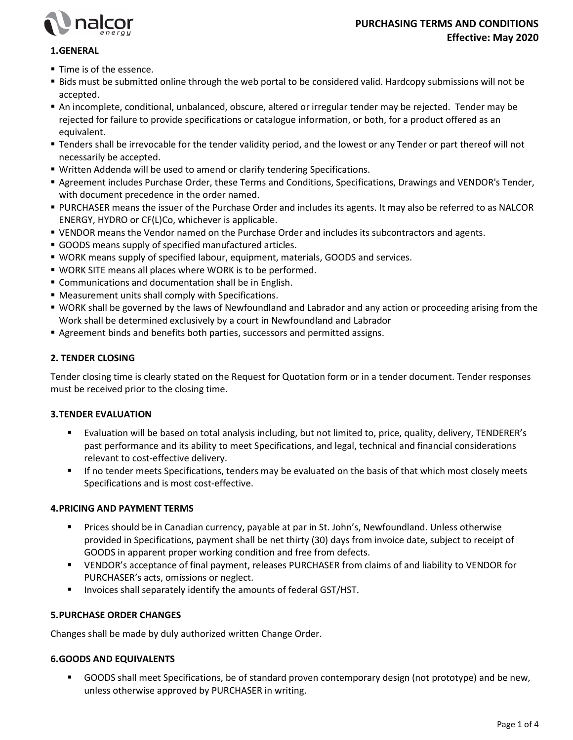# PURCHASING TERMS AND CONDITIONS

**Effective: May 2020**

## 1.GENERAL

- Time is of the essence.
- Bids must be submitted online through the web portal to be considered valid. Hardcopy submissions will not be accepted.
- An incomplete, conditional, unbalanced, obscure, altered or irregular tender may be rejected. Tender may be rejected for failure to provide specifications or catalogue information, or both, for a product offered as an equivalent.
- Tenders shall be irrevocable for the tender validity period, and the lowest or any Tender or part thereof will not necessarily be accepted.
- Written Addenda will be used to amend or clarify tendering Specifications.
- Agreement includes Purchase Order, these Terms and Conditions, Specifications, Drawings and VENDOR's Tender, with document precedence in the order named.
- PURCHASER means the issuer of the Purchase Order and includes its agents. It may also be referred to as NALCOR ENERGY, HYDRO or CF(L)Co, whichever is applicable.
- VENDOR means the Vendor named on the Purchase Order and includes its subcontractors and agents.
- GOODS means supply of specified manufactured articles.
- WORK means supply of specified labour, equipment, materials, GOODS and services.
- WORK SITE means all places where WORK is to be performed.
- Communications and documentation shall be in English.
- Measurement units shall comply with Specifications.
- WORK shall be governed by the laws of Newfoundland and Labrador and any action or proceeding arising from the Work shall be determined exclusively by a court in Newfoundland and Labrador
- Agreement binds and benefits both parties, successors and permitted assigns.

## 2. TENDER CLOSING

Tender closing time is clearly stated on the Request for Quotation form or in a tender document. Tender responses must be received prior to the closing time.

## 3.TENDER EVALUATION

- Evaluation will be based on total analysis including, but not limited to, price, quality, delivery, TENDERER's past performance and its ability to meet Specifications, and legal, technical and financial considerations relevant to cost-effective delivery.
- If no tender meets Specifications, tenders may be evaluated on the basis of that which most closely meets Specifications and is most cost-effective.

## 4.PRICING AND PAYMENT TERMS

- Prices should be in Canadian currency, payable at par in St. John's, Newfoundland. Unless otherwise provided in Specifications, payment shall be net thirty (30) days from invoice date, subject to receipt of GOODS in apparent proper working condition and free from defects.
- VENDOR's acceptance of final payment, releases PURCHASER from claims of and liability to VENDOR for PURCHASER's acts, omissions or neglect.
- Invoices shall separately identify the amounts of federal GST/HST.

## 5.PURCHASE ORDER CHANGES

Changes shall be made by duly authorized written Change Order.

## 6.GOODS AND EQUIVALENTS

- GOODS shall meet Specifications, be of standard proven contemporary design (not prototype) and be new, unless otherwise approved by PURCHASER in writing.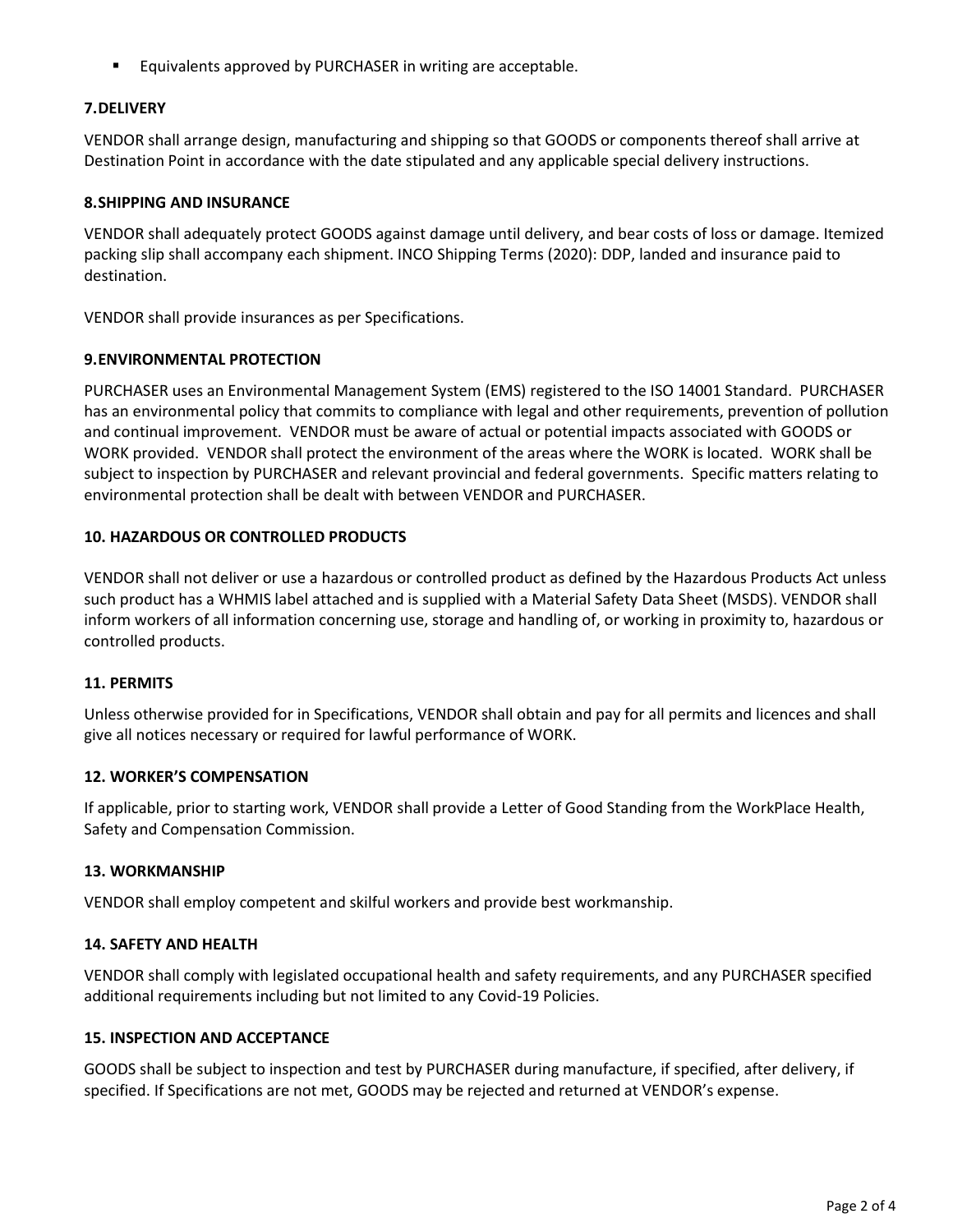- Equivalents approved by PURCHASER in writing are acceptable.

### 7. DELIVERY

VENDOR shall arrange design, manufacturing and shipping so that GOODS or components thereof shall arrive at Destination Point in accordance with the date stipulated and any applicable special delivery instructions.

### 8. SHIPPING AND INSURANCE

VENDOR shall adequately protect GOODS against damage until delivery, and bear costs of loss or damage. Itemized packing slip shall accompany each shipment. INCO Shipping Terms (2020): DDP, landed and insurance paid to destination.

VENDOR shall provide insurances as per Specifications.

### 9. ENVIRONMENTAL PROTECTION

PURCHASER uses an Environmental Management System (EMS) registered to the ISO 14001 Standard. PURCHASER has an environmental policy that commits to compliance with legal and other requirements, prevention of pollution and continual improvement. VENDOR must be aware of actual or potential impacts associated with GOODS or WORK provided. VENDOR shall protect the environment of the areas where the WORK is located. WORK shall be subject to inspection by PURCHASER and relevant provincial and federal governments. Specific matters relating to environmental protection shall be dealt with between VENDOR and PURCHASER.

### 10. HAZARDOUS OR CONTROLLED PRODUCTS

VENDOR shall not deliver or use a hazardous or controlled product as defined by the Hazardous Products Act unless such product has a WHMIS label attached and is supplied with a Material Safety Data Sheet (MSDS). VENDOR shall inform workers of all information concerning use, storage and handling of, or working in proximity to, hazardous or controlled products.

### 11. PERMITS

Unless otherwise provided for in Specifications, VENDOR shall obtain and pay for all permits and licences and shall give all notices necessary or required for lawful performance of WORK.

### 12. WORKER'S COMPENSATION

If applicable, prior to starting work, VENDOR shall provide a Letter of Good Standing from the WorkPlace Health, Safety and Compensation Commission.

### 13. WORKMANSHIP

VENDOR shall employ competent and skilful workers and provide best workmanship.

### 14. SAFETY AND HEALTH

VENDOR shall comply with legislated occupational health and safety requirements, and any PURCHASER specified additional requirements including but not limited to any Covid-19 Policies.

### 15. INSPECTION AND ACCEPTANCE

GOODS shall be subject to inspection and test by PURCHASER during manufacture, if specified, after delivery, if specified. If Specifications are not met, GOODS may be rejected and returned at VENDOR's expense.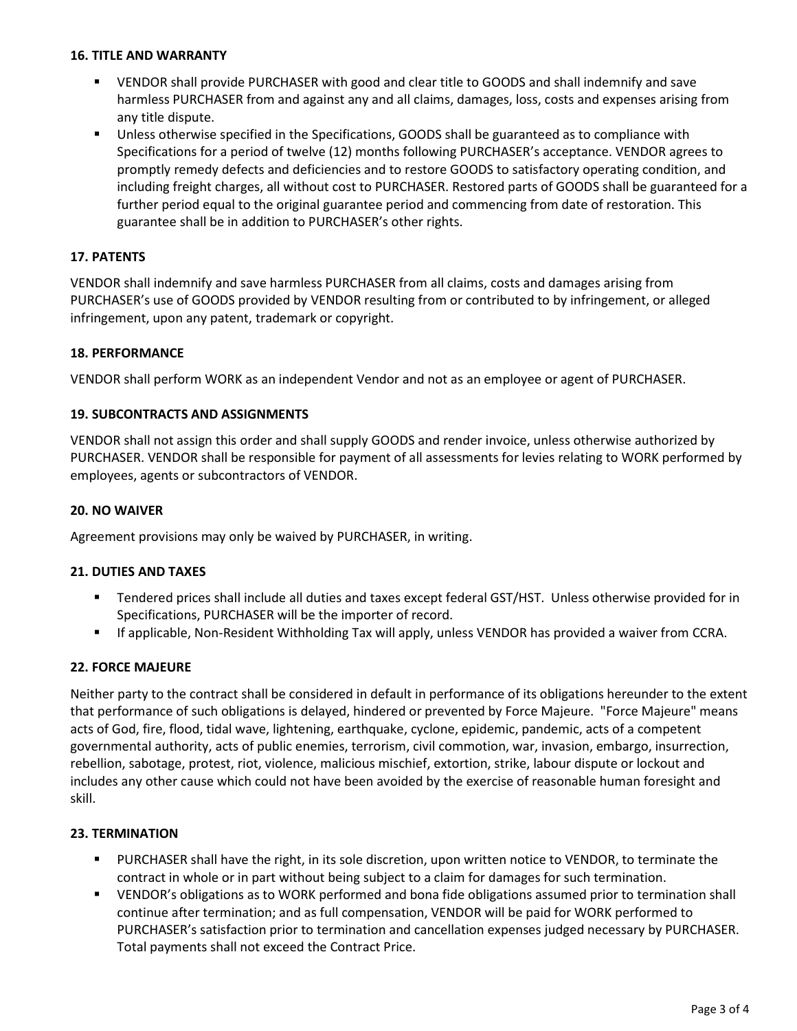### 16. TITLE AND WARRANTY

- VENDOR shall provide PURCHASER with good and clear title to GOODS and shall indemnify and save harmless PURCHASER from and against any and all claims, damages, loss, costs and expenses arising from any title dispute.
- Unless otherwise specified in the Specifications, GOODS shall be guaranteed as to compliance with Specifications for a period of twelve (12) months following PURCHASER's acceptance. VENDOR agrees to promptly remedy defects and deficiencies and to restore GOODS to satisfactory operating condition, and including freight charges, all without cost to PURCHASER. Restored parts of GOODS shall be guaranteed for a further period equal to the original guarantee period and commencing from date of restoration. This guarantee shall be in addition to PURCHASER's other rights.

### 17. PATENTS

VENDOR shall indemnify and save harmless PURCHASER from all claims, costs and damages arising from PURCHASER's use of GOODS provided by VENDOR resulting from or contributed to by infringement, or alleged infringement, upon any patent, trademark or copyright.

### 18. PERFORMANCE

VENDOR shall perform WORK as an independent Vendor and not as an employee or agent of PURCHASER.

### 19. SUBCONTRACTS AND ASSIGNMENTS

VENDOR shall not assign this order and shall supply GOODS and render invoice, unless otherwise authorized by PURCHASER. VENDOR shall be responsible for payment of all assessments for levies relating to WORK performed by employees, agents or subcontractors of VENDOR.

### 20. NO WAIVER

Agreement provisions may only be waived by PURCHASER, in writing.

### 21. DUTIES AND TAXES

- Tendered prices shall include all duties and taxes except federal GST/HST. Unless otherwise provided for in Specifications, PURCHASER will be the importer of record.
- If applicable, Non-Resident Withholding Tax will apply, unless VENDOR has provided a waiver from CCRA.

### 22. FORCE MAJEURE

Neither party to the contract shall be considered in default in performance of its obligations hereunder to the extent that performance of such obligations is delayed, hindered or prevented by Force Majeure. "Force Majeure" means acts of God, fire, flood, tidal wave, lightening, earthquake, cyclone, epidemic, pandemic, acts of a competent governmental authority, acts of public enemies, terrorism, civil commotion, war, invasion, embargo, insurrection, rebellion, sabotage, protest, riot, violence, malicious mischief, extortion, strike, labour dispute or lockout and includes any other cause which could not have been avoided by the exercise of reasonable human foresight and skill.

### 23. TERMINATION

- PURCHASER shall have the right, in its sole discretion, upon written notice to VENDOR, to terminate the contract in whole or in part without being subject to a claim for damages for such termination.
- VENDOR's obligations as to WORK performed and bona fide obligations assumed prior to termination shall continue after termination; and as full compensation, VENDOR will be paid for WORK performed to PURCHASER's satisfaction prior to termination and cancellation expenses judged necessary by PURCHASER. Total payments shall not exceed the Contract Price.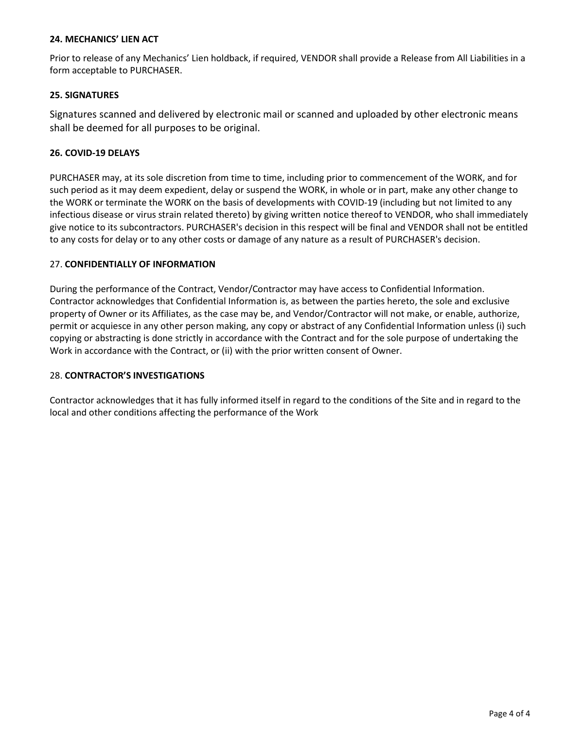### 24. MECHANICS' LIEN ACT

Prior to release of any Mechanics' Lien holdback, if required, VENDOR shall provide a Release from All Liabilities in a form acceptable to PURCHASER.

### 25. SIGNATURES

Signatures scanned and delivered by electronic mail or scanned and uploaded by other electronic means shall be deemed for all purposes to be original.

### 26. COVID-19 DELAYS

PURCHASER may, at its sole discretion from time to time, including prior to commencement of the WORK, and for such period as it may deem expedient, delay or suspend the WORK, in whole or in part, make any other change to the WORK or terminate the WORK on the basis of developments with COVID-19 (including but not limited to any infectious disease or virus strain related thereto) by giving written notice thereof to VENDOR, who shall immediately give notice to its subcontractors. PURCHASER's decision in this respect will be final and VENDOR shall not be entitled to any costs for delay or to any other costs or damage of any nature as a result of PURCHASER's decision.

### 27. CONFIDENTIALLY OF INFORMATION

During the performance of the Contract, Vendor/Contractor may have access to Confidential Information. Contractor acknowledges that Confidential Information is, as between the parties hereto, the sole and exclusive property of Owner or its Affiliates, as the case may be, and Vendor/Contractor will not make, or enable, authorize, permit or acquiesce in any other person making, any copy or abstract of any Confidential Information unless (i) such copying or abstracting is done strictly in accordance with the Contract and for the sole purpose of undertaking the Work in accordance with the Contract, or (ii) with the prior written consent of Owner.

### 28. CONTRACTOR'S INVESTIGATIONS

Contractor acknowledges that it has fully informed itself in regard to the conditions of the Site and in regard to the local and other conditions affecting the performance of the Work